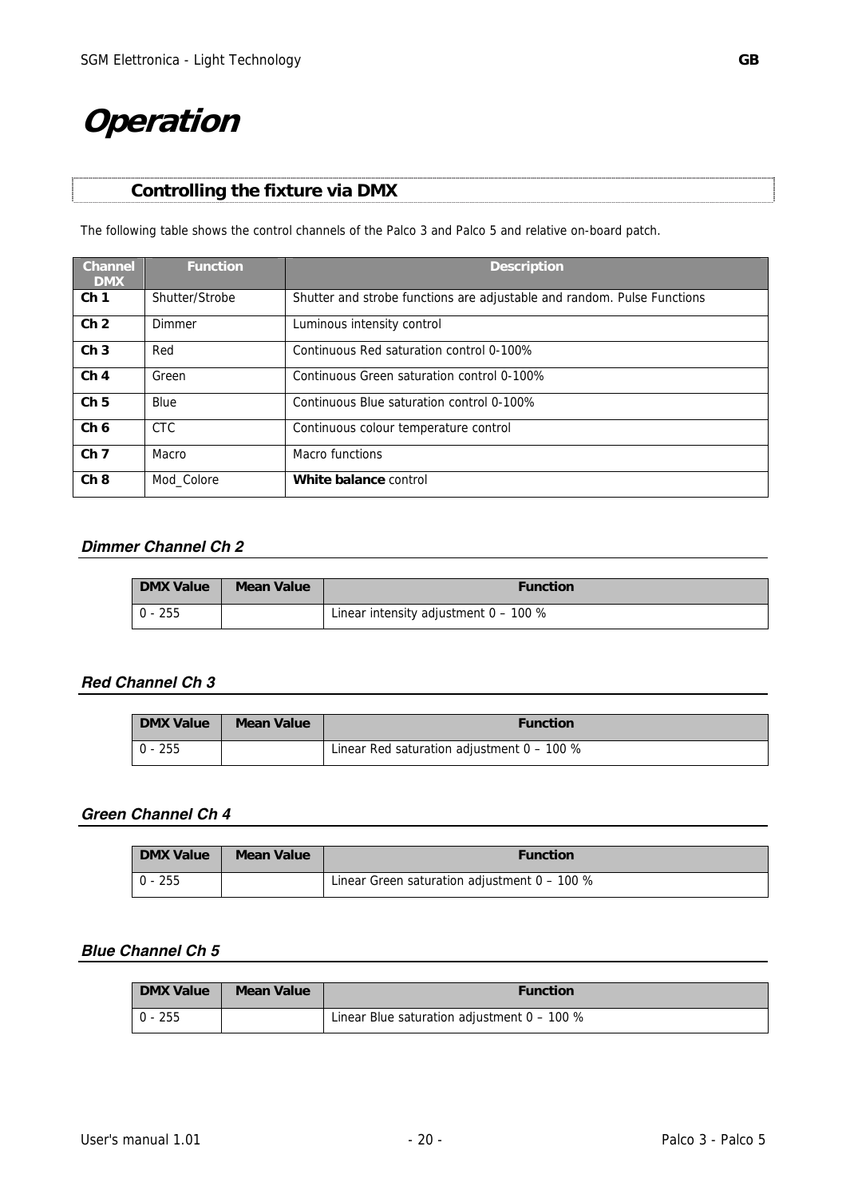# Operation

## Controlling the fixture via DMX

The following table shows the control channels of the Palco 3 and Palco 5 and relative on-board patch.

| Channel DMX | Function | Description |
|---|---|---|
| **Ch 1** | Shutter/Strobe | Shutter and strobe functions are adjustable and random. Pulse Functions |
| **Ch 2** | Dimmer | Luminous intensity control |
| **Ch 3** | Red | Continuous Red saturation control 0-100% |
| **Ch 4** | Green | Continuous Green saturation control 0-100% |
| **Ch 5** | Blue | Continuous Blue saturation control 0-100% |
| **Ch 6** | CTC | Continuous colour temperature control |
| **Ch 7** | Macro | Macro functions |
| **Ch 8** | Mod_Colore | **White balance** control |

### *Dimmer Channel Ch 2*

| DMX Value | Mean Value | Function |
|---|---|---|
| 0 - 255 | | Linear intensity adjustment 0 – 100 % |

### *Red Channel Ch 3*

| DMX Value | Mean Value | Function |
|---|---|---|
| 0 - 255 | | Linear Red saturation adjustment 0 – 100 % |

### *Green Channel Ch 4*

| DMX Value | Mean Value | Function |
|---|---|---|
| 0 - 255 | | Linear Green saturation adjustment 0 – 100 % |

### *Blue Channel Ch 5*

| DMX Value | Mean Value | Function |
|---|---|---|
| 0 - 255 | | Linear Blue saturation adjustment 0 – 100 % |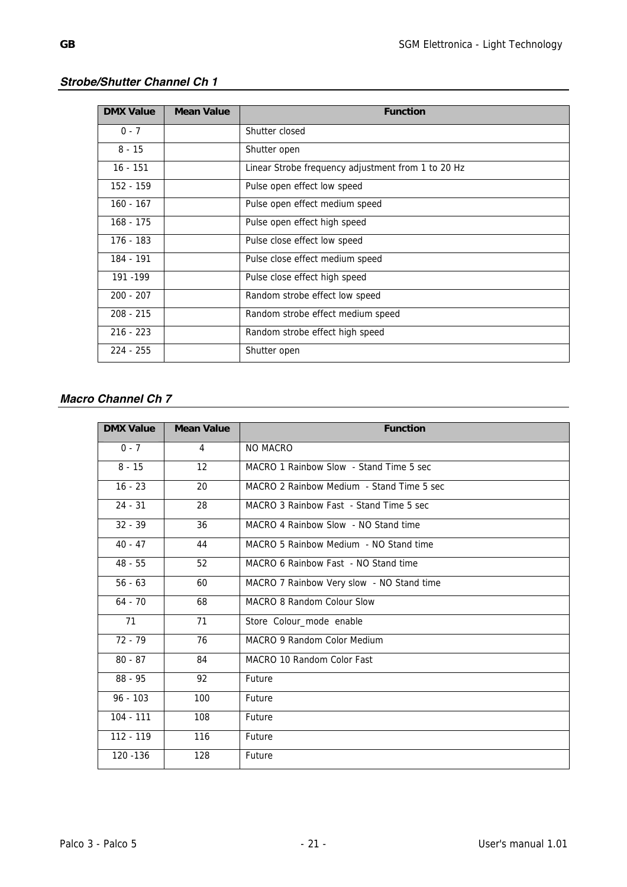### *Strobe/Shutter Channel Ch 1*

| DMX Value | Mean Value | Function |
|---|---|---|
| 0 - 7 | | Shutter closed |
| 8 - 15 | | Shutter open |
| 16 - 151 | | Linear Strobe frequency adjustment from 1 to 20 Hz |
| 152 - 159 | | Pulse open effect low speed |
| 160 - 167 | | Pulse open effect medium speed |
| 168 - 175 | | Pulse open effect high speed |
| 176 - 183 | | Pulse close effect low speed |
| 184 - 191 | | Pulse close effect medium speed |
| 191 -199 | | Pulse close effect high speed |
| 200 - 207 | | Random strobe effect low speed |
| 208 - 215 | | Random strobe effect medium speed |
| 216 - 223 | | Random strobe effect high speed |
| 224 - 255 | | Shutter open |

### *Macro Channel Ch 7*

| DMX Value | Mean Value | Function |
|---|---|---|
| 0 - 7 | 4 | NO MACRO |
| 8 - 15 | 12 | MACRO 1 Rainbow Slow - Stand Time 5 sec |
| 16 - 23 | 20 | MACRO 2 Rainbow Medium - Stand Time 5 sec |
| 24 - 31 | 28 | MACRO 3 Rainbow Fast - Stand Time 5 sec |
| 32 - 39 | 36 | MACRO 4 Rainbow Slow - NO Stand time |
| 40 - 47 | 44 | MACRO 5 Rainbow Medium - NO Stand time |
| 48 - 55 | 52 | MACRO 6 Rainbow Fast - NO Stand time |
| 56 - 63 | 60 | MACRO 7 Rainbow Very slow - NO Stand time |
| 64 - 70 | 68 | MACRO 8 Random Colour Slow |
| 71 | 71 | Store Colour_mode enable |
| 72 - 79 | 76 | MACRO 9 Random Color Medium |
| 80 - 87 | 84 | MACRO 10 Random Color Fast |
| 88 - 95 | 92 | Future |
| 96 - 103 | 100 | Future |
| 104 - 111 | 108 | Future |
| 112 - 119 | 116 | Future |
| 120 -136 | 128 | Future |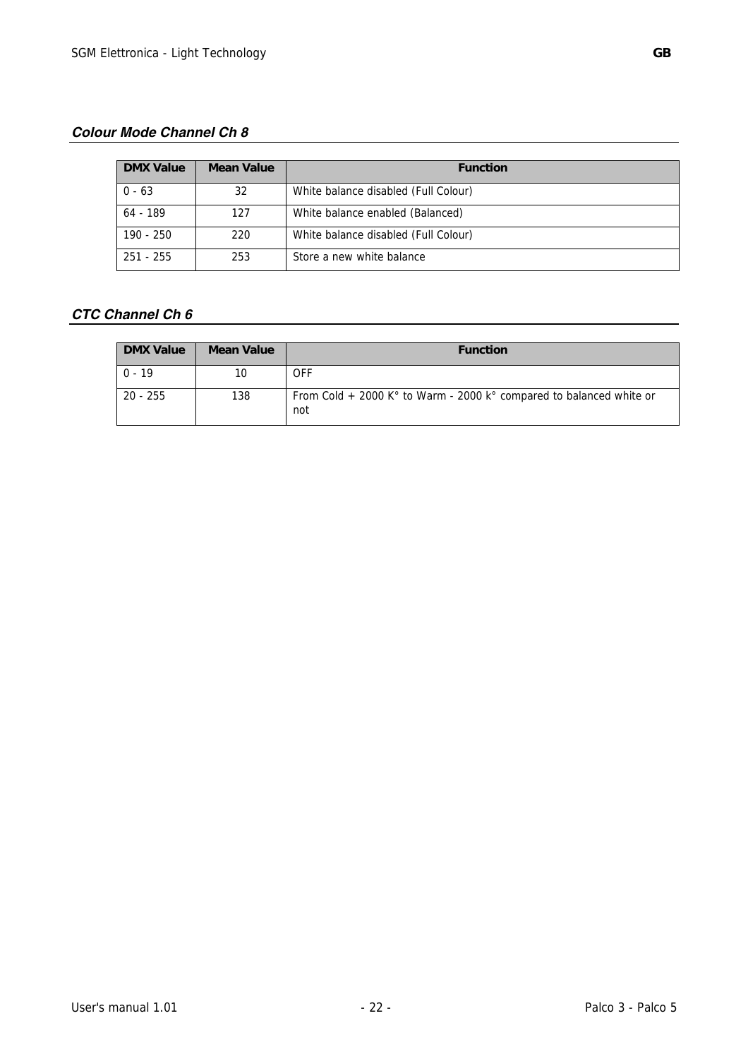### *Colour Mode Channel Ch 8*

| DMX Value | Mean Value | Function |
|---|---|---|
| 0 - 63 | 32 | White balance disabled (Full Colour) |
| 64 - 189 | 127 | White balance enabled (Balanced) |
| 190 - 250 | 220 | White balance disabled (Full Colour) |
| 251 - 255 | 253 | Store a new white balance |

### *CTC Channel Ch 6*

| DMX Value | Mean Value | Function |
|---|---|---|
| 0 - 19 | 10 | OFF |
| 20 - 255 | 138 | From Cold + 2000 K° to Warm - 2000 k° compared to balanced white or not |